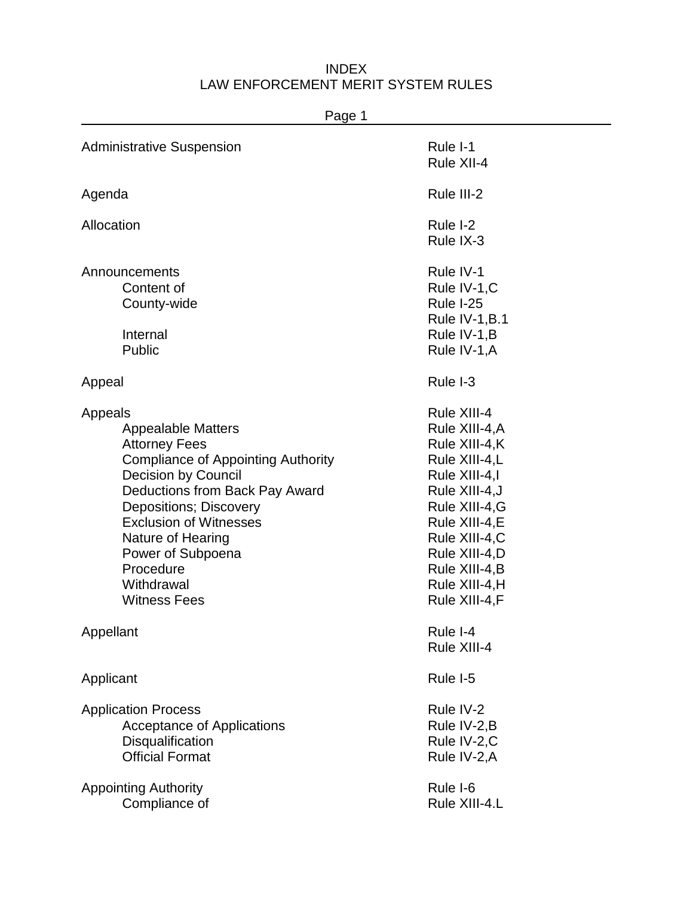# INDEX
## LAW ENFORCEMENT MERIT SYSTEM RULES

| Subject | Rule |
|---|---|
| Administrative Suspension | Rule I-1 |
| | Rule XII-4 |
| Agenda | Rule III-2 |
| Allocation | Rule I-2 |
| | Rule IX-3 |
| Announcements | Rule IV-1 |
| &nbsp;&nbsp;&nbsp;&nbsp;Content of | Rule IV-1,C |
| &nbsp;&nbsp;&nbsp;&nbsp;County-wide | Rule I-25 |
| | Rule IV-1,B.1 |
| &nbsp;&nbsp;&nbsp;&nbsp;Internal | Rule IV-1,B |
| &nbsp;&nbsp;&nbsp;&nbsp;Public | Rule IV-1,A |
| Appeal | Rule I-3 |
| Appeals | Rule XIII-4 |
| &nbsp;&nbsp;&nbsp;&nbsp;Appealable Matters | Rule XIII-4,A |
| &nbsp;&nbsp;&nbsp;&nbsp;Attorney Fees | Rule XIII-4,K |
| &nbsp;&nbsp;&nbsp;&nbsp;Compliance of Appointing Authority | Rule XIII-4,L |
| &nbsp;&nbsp;&nbsp;&nbsp;Decision by Council | Rule XIII-4,I |
| &nbsp;&nbsp;&nbsp;&nbsp;Deductions from Back Pay Award | Rule XIII-4,J |
| &nbsp;&nbsp;&nbsp;&nbsp;Depositions; Discovery | Rule XIII-4,G |
| &nbsp;&nbsp;&nbsp;&nbsp;Exclusion of Witnesses | Rule XIII-4,E |
| &nbsp;&nbsp;&nbsp;&nbsp;Nature of Hearing | Rule XIII-4,C |
| &nbsp;&nbsp;&nbsp;&nbsp;Power of Subpoena | Rule XIII-4,D |
| &nbsp;&nbsp;&nbsp;&nbsp;Procedure | Rule XIII-4,B |
| &nbsp;&nbsp;&nbsp;&nbsp;Withdrawal | Rule XIII-4,H |
| &nbsp;&nbsp;&nbsp;&nbsp;Witness Fees | Rule XIII-4,F |
| Appellant | Rule I-4 |
| | Rule XIII-4 |
| Applicant | Rule I-5 |
| Application Process | Rule IV-2 |
| &nbsp;&nbsp;&nbsp;&nbsp;Acceptance of Applications | Rule IV-2,B |
| &nbsp;&nbsp;&nbsp;&nbsp;Disqualification | Rule IV-2,C |
| &nbsp;&nbsp;&nbsp;&nbsp;Official Format | Rule IV-2,A |
| Appointing Authority | Rule I-6 |
| &nbsp;&nbsp;&nbsp;&nbsp;Compliance of | Rule XIII-4.L |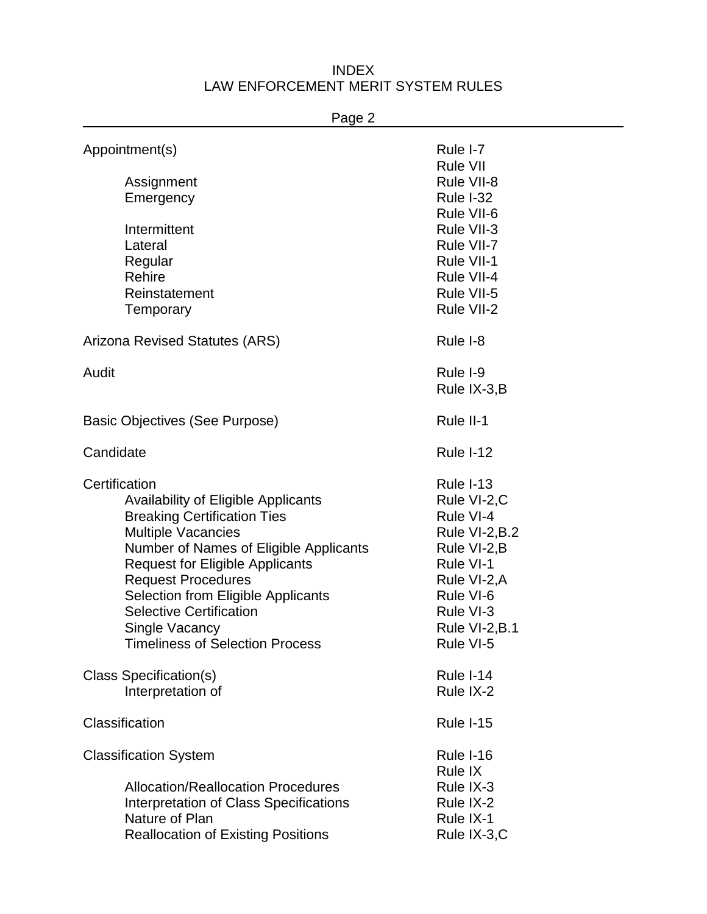# INDEX
## LAW ENFORCEMENT MERIT SYSTEM RULES

| Term | Rule |
|---|---|
| Appointment(s) | Rule I-7 |
| | Rule VII |
| Assignment | Rule VII-8 |
| Emergency | Rule I-32 |
| | Rule VII-6 |
| Intermittent | Rule VII-3 |
| Lateral | Rule VII-7 |
| Regular | Rule VII-1 |
| Rehire | Rule VII-4 |
| Reinstatement | Rule VII-5 |
| Temporary | Rule VII-2 |
| Arizona Revised Statutes (ARS) | Rule I-8 |
| Audit | Rule I-9 |
| | Rule IX-3,B |
| Basic Objectives (See Purpose) | Rule II-1 |
| Candidate | Rule I-12 |
| Certification | Rule I-13 |
| Availability of Eligible Applicants | Rule VI-2,C |
| Breaking Certification Ties | Rule VI-4 |
| Multiple Vacancies | Rule VI-2,B.2 |
| Number of Names of Eligible Applicants | Rule VI-2,B |
| Request for Eligible Applicants | Rule VI-1 |
| Request Procedures | Rule VI-2,A |
| Selection from Eligible Applicants | Rule VI-6 |
| Selective Certification | Rule VI-3 |
| Single Vacancy | Rule VI-2,B.1 |
| Timeliness of Selection Process | Rule VI-5 |
| Class Specification(s) | Rule I-14 |
| Interpretation of | Rule IX-2 |
| Classification | Rule I-15 |
| Classification System | Rule I-16 |
| | Rule IX |
| Allocation/Reallocation Procedures | Rule IX-3 |
| Interpretation of Class Specifications | Rule IX-2 |
| Nature of Plan | Rule IX-1 |
| Reallocation of Existing Positions | Rule IX-3,C |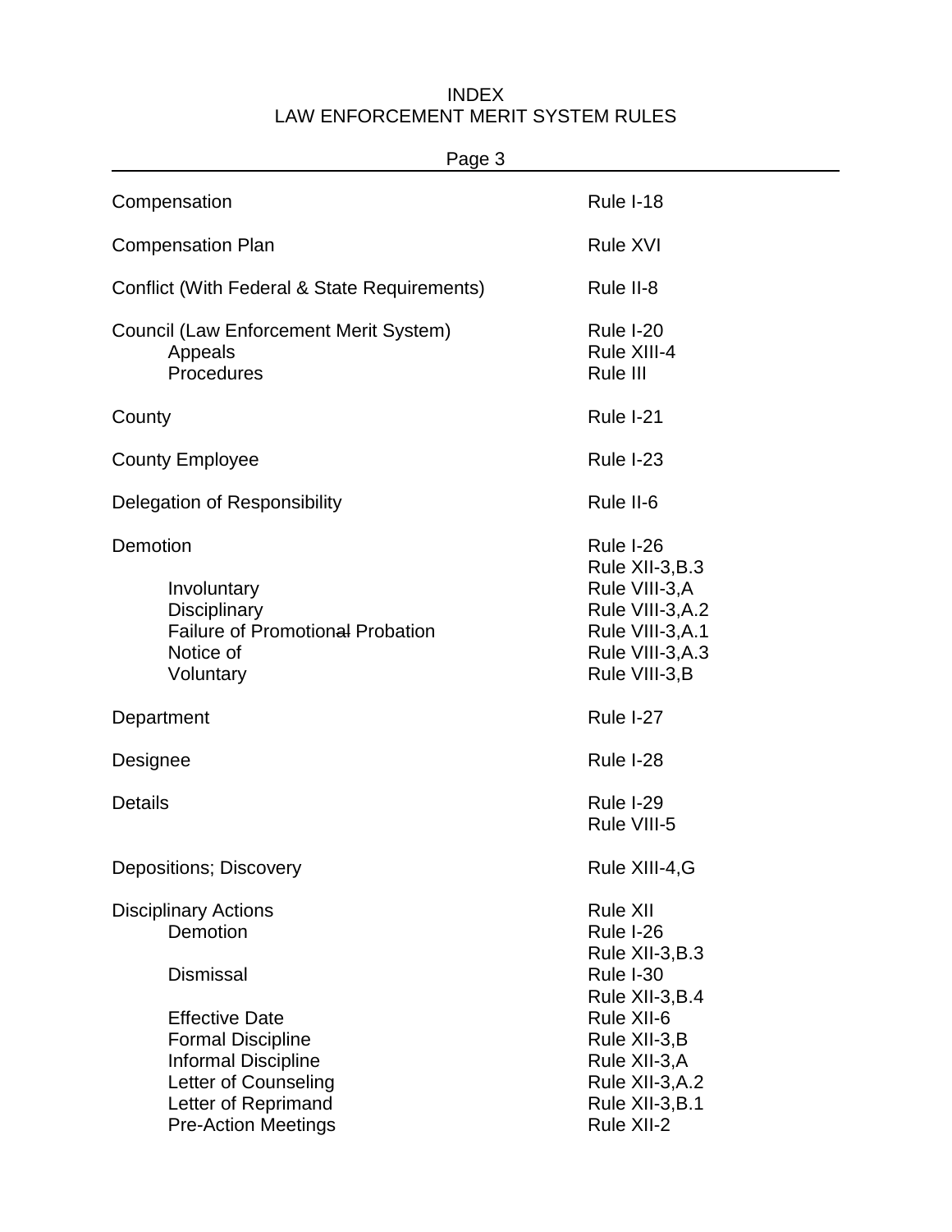# INDEX
## LAW ENFORCEMENT MERIT SYSTEM RULES

| Page 3 | |
|---|---|
| Compensation | Rule I-18 |
| Compensation Plan | Rule XVI |
| Conflict (With Federal & State Requirements) | Rule II-8 |
| Council (Law Enforcement Merit System) | Rule I-20 |
| Appeals | Rule XIII-4 |
| Procedures | Rule III |
| County | Rule I-21 |
| County Employee | Rule I-23 |
| Delegation of Responsibility | Rule II-6 |
| Demotion | Rule I-26<br>Rule XII-3,B.3 |
| Involuntary | Rule VIII-3,A |
| Disciplinary | Rule VIII-3,A.2 |
| Failure of Promotional Probation | Rule VIII-3,A.1 |
| Notice of | Rule VIII-3,A.3 |
| Voluntary | Rule VIII-3,B |
| Department | Rule I-27 |
| Designee | Rule I-28 |
| Details | Rule I-29<br>Rule VIII-5 |
| Depositions; Discovery | Rule XIII-4,G |
| Disciplinary Actions | Rule XII |
| Demotion | Rule I-26<br>Rule XII-3,B.3 |
| Dismissal | Rule I-30<br>Rule XII-3,B.4 |
| Effective Date | Rule XII-6 |
| Formal Discipline | Rule XII-3,B |
| Informal Discipline | Rule XII-3,A |
| Letter of Counseling | Rule XII-3,A.2 |
| Letter of Reprimand | Rule XII-3,B.1 |
| Pre-Action Meetings | Rule XII-2 |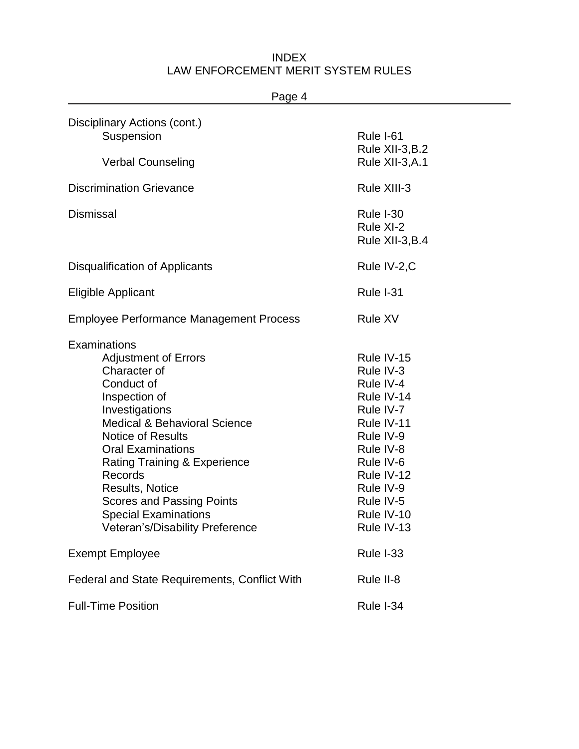# INDEX
## LAW ENFORCEMENT MERIT SYSTEM RULES

| | |
|---|---|
| Disciplinary Actions (cont.) | |
| Suspension | Rule I-61<br>Rule XII-3,B.2 |
| Verbal Counseling | Rule XII-3,A.1 |
| Discrimination Grievance | Rule XIII-3 |
| Dismissal | Rule I-30<br>Rule XI-2<br>Rule XII-3,B.4 |
| Disqualification of Applicants | Rule IV-2,C |
| Eligible Applicant | Rule I-31 |
| Employee Performance Management Process | Rule XV |
| Examinations | |
| Adjustment of Errors | Rule IV-15 |
| Character of | Rule IV-3 |
| Conduct of | Rule IV-4 |
| Inspection of | Rule IV-14 |
| Investigations | Rule IV-7 |
| Medical & Behavioral Science | Rule IV-11 |
| Notice of Results | Rule IV-9 |
| Oral Examinations | Rule IV-8 |
| Rating Training & Experience | Rule IV-6 |
| Records | Rule IV-12 |
| Results, Notice | Rule IV-9 |
| Scores and Passing Points | Rule IV-5 |
| Special Examinations | Rule IV-10 |
| Veteran's/Disability Preference | Rule IV-13 |
| Exempt Employee | Rule I-33 |
| Federal and State Requirements, Conflict With | Rule II-8 |
| Full-Time Position | Rule I-34 |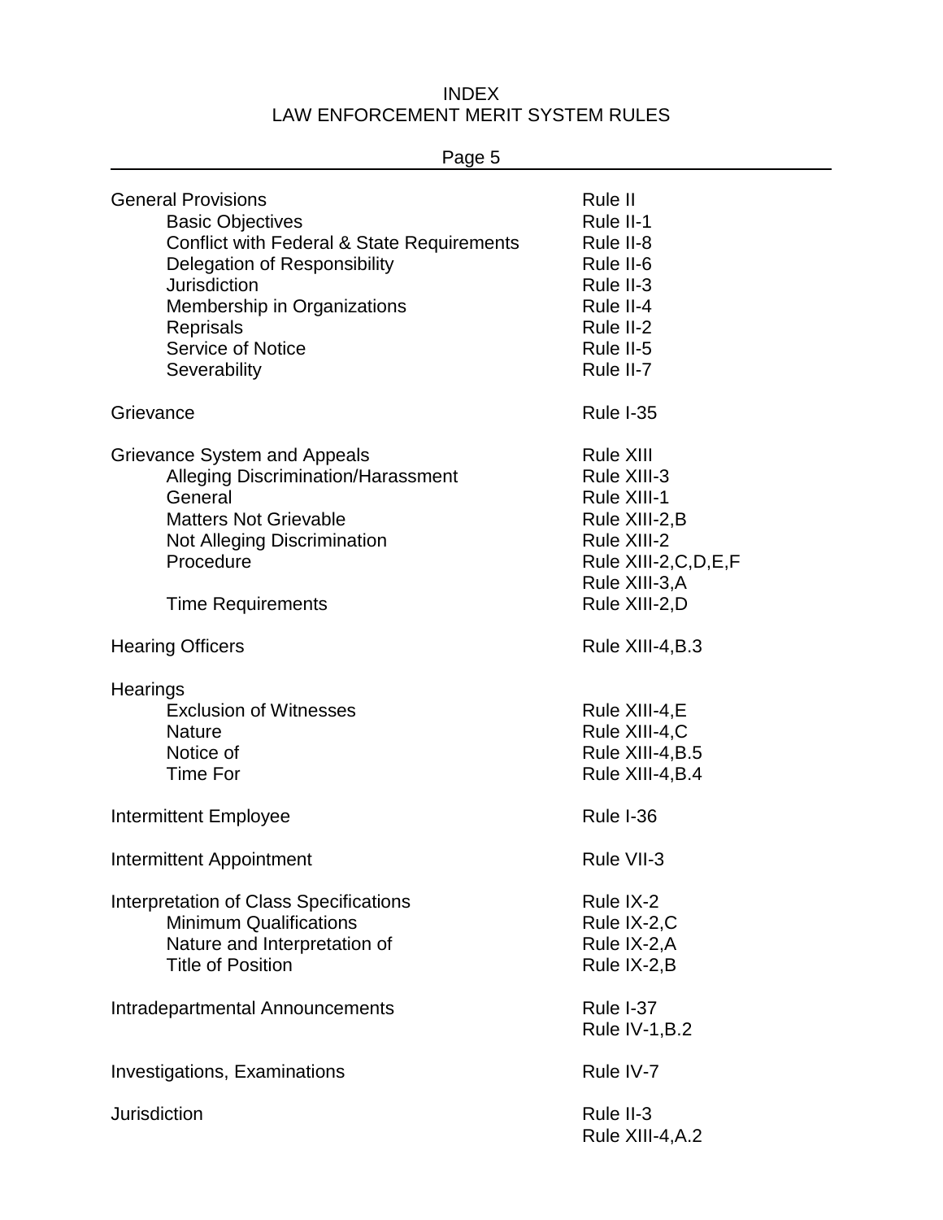# INDEX
## LAW ENFORCEMENT MERIT SYSTEM RULES

| Topic | Rule |
|---|---|
| General Provisions | Rule II |
| Basic Objectives | Rule II-1 |
| Conflict with Federal & State Requirements | Rule II-8 |
| Delegation of Responsibility | Rule II-6 |
| Jurisdiction | Rule II-3 |
| Membership in Organizations | Rule II-4 |
| Reprisals | Rule II-2 |
| Service of Notice | Rule II-5 |
| Severability | Rule II-7 |
| | |
| Grievance | Rule I-35 |
| | |
| Grievance System and Appeals | Rule XIII |
| Alleging Discrimination/Harassment | Rule XIII-3 |
| General | Rule XIII-1 |
| Matters Not Grievable | Rule XIII-2,B |
| Not Alleging Discrimination | Rule XIII-2 |
| Procedure | Rule XIII-2,C,D,E,F<br>Rule XIII-3,A |
| Time Requirements | Rule XIII-2,D |
| | |
| Hearing Officers | Rule XIII-4,B.3 |
| | |
| Hearings | |
| Exclusion of Witnesses | Rule XIII-4,E |
| Nature | Rule XIII-4,C |
| Notice of | Rule XIII-4,B.5 |
| Time For | Rule XIII-4,B.4 |
| | |
| Intermittent Employee | Rule I-36 |
| | |
| Intermittent Appointment | Rule VII-3 |
| | |
| Interpretation of Class Specifications | Rule IX-2 |
| Minimum Qualifications | Rule IX-2,C |
| Nature and Interpretation of | Rule IX-2,A |
| Title of Position | Rule IX-2,B |
| | |
| Intradepartmental Announcements | Rule I-37<br>Rule IV-1,B.2 |
| | |
| Investigations, Examinations | Rule IV-7 |
| | |
| Jurisdiction | Rule II-3<br>Rule XIII-4,A.2 |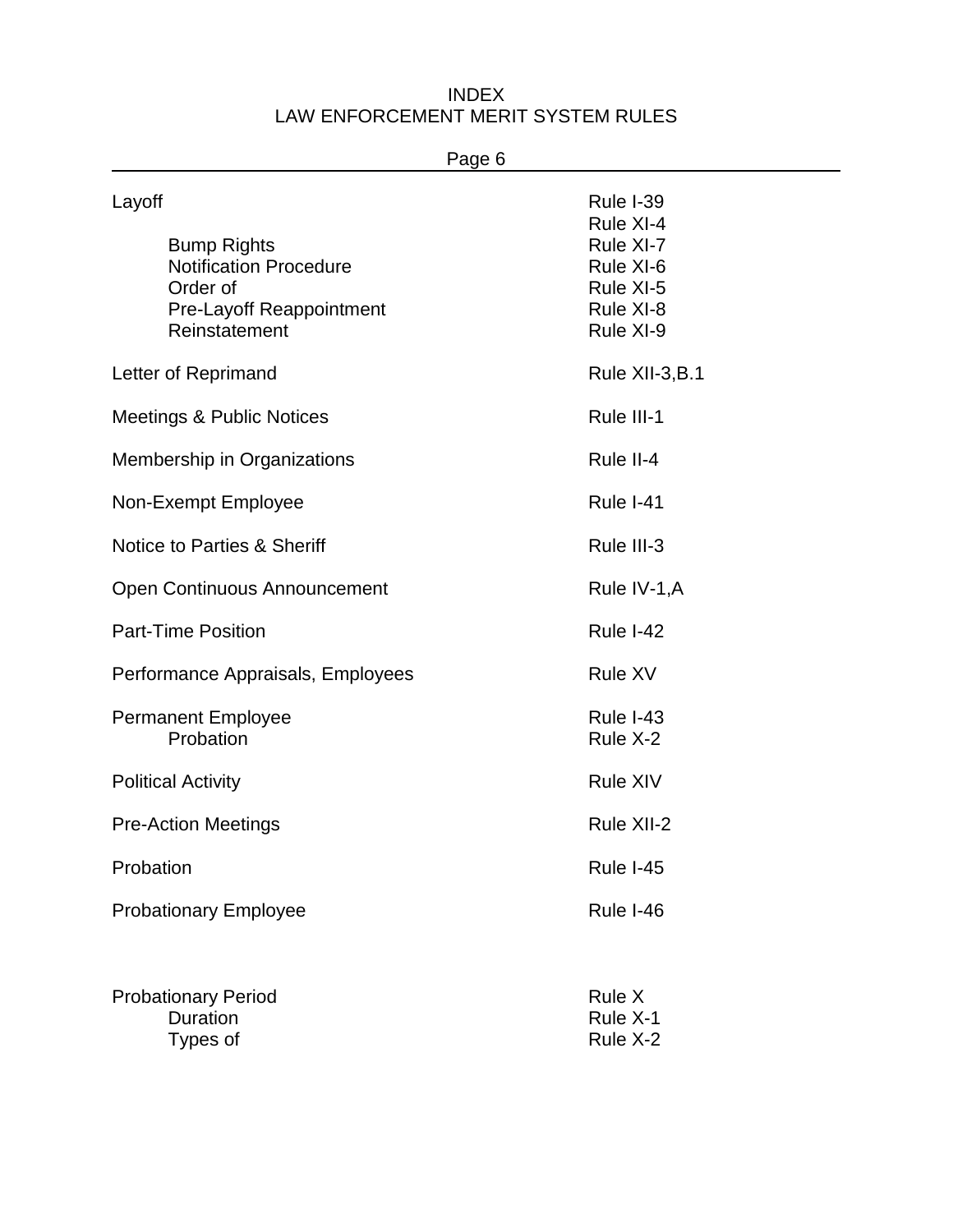# INDEX
## LAW ENFORCEMENT MERIT SYSTEM RULES

| Topic | Rule |
|---|---|
| Layoff | Rule I-39 |
| | Rule XI-4 |
| Bump Rights | Rule XI-7 |
| Notification Procedure | Rule XI-6 |
| Order of | Rule XI-5 |
| Pre-Layoff Reappointment | Rule XI-8 |
| Reinstatement | Rule XI-9 |
| Letter of Reprimand | Rule XII-3,B.1 |
| Meetings & Public Notices | Rule III-1 |
| Membership in Organizations | Rule II-4 |
| Non-Exempt Employee | Rule I-41 |
| Notice to Parties & Sheriff | Rule III-3 |
| Open Continuous Announcement | Rule IV-1,A |
| Part-Time Position | Rule I-42 |
| Performance Appraisals, Employees | Rule XV |
| Permanent Employee | Rule I-43 |
| Probation | Rule X-2 |
| Political Activity | Rule XIV |
| Pre-Action Meetings | Rule XII-2 |
| Probation | Rule I-45 |
| Probationary Employee | Rule I-46 |
| Probationary Period | Rule X |
| Duration | Rule X-1 |
| Types of | Rule X-2 |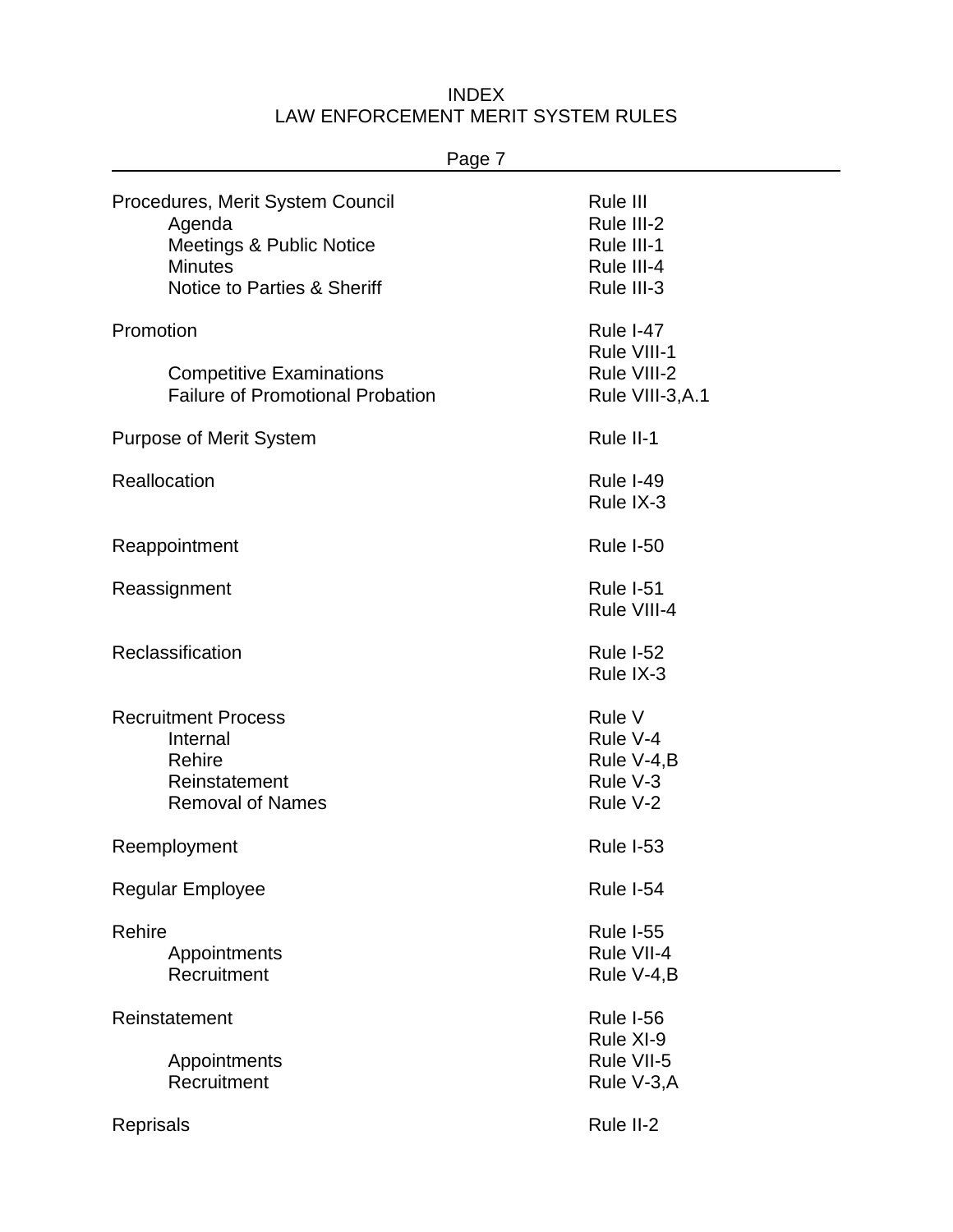# INDEX
## LAW ENFORCEMENT MERIT SYSTEM RULES

| | |
|---|---|
| Procedures, Merit System Council | Rule III |
| Agenda | Rule III-2 |
| Meetings & Public Notice | Rule III-1 |
| Minutes | Rule III-4 |
| Notice to Parties & Sheriff | Rule III-3 |
| | |
| Promotion | Rule I-47 |
| | Rule VIII-1 |
| Competitive Examinations | Rule VIII-2 |
| Failure of Promotional Probation | Rule VIII-3,A.1 |
| | |
| Purpose of Merit System | Rule II-1 |
| | |
| Reallocation | Rule I-49 |
| | Rule IX-3 |
| | |
| Reappointment | Rule I-50 |
| | |
| Reassignment | Rule I-51 |
| | Rule VIII-4 |
| | |
| Reclassification | Rule I-52 |
| | Rule IX-3 |
| | |
| Recruitment Process | Rule V |
| Internal | Rule V-4 |
| Rehire | Rule V-4,B |
| Reinstatement | Rule V-3 |
| Removal of Names | Rule V-2 |
| | |
| Reemployment | Rule I-53 |
| | |
| Regular Employee | Rule I-54 |
| | |
| Rehire | Rule I-55 |
| Appointments | Rule VII-4 |
| Recruitment | Rule V-4,B |
| | |
| Reinstatement | Rule I-56 |
| | Rule XI-9 |
| Appointments | Rule VII-5 |
| Recruitment | Rule V-3,A |
| | |
| Reprisals | Rule II-2 |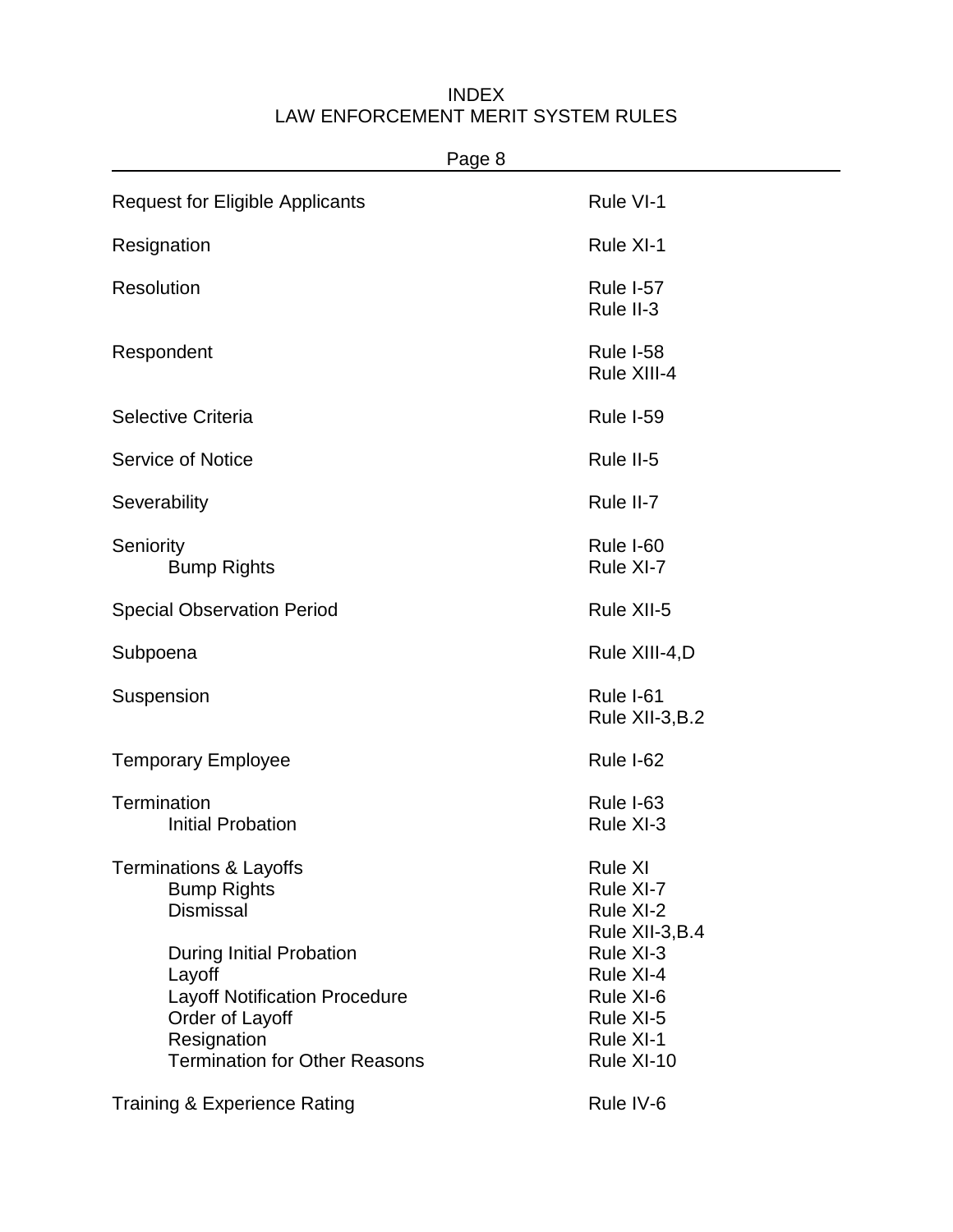# INDEX
## LAW ENFORCEMENT MERIT SYSTEM RULES

Page 8

| | |
|---|---|
| Request for Eligible Applicants | Rule VI-1 |
| Resignation | Rule XI-1 |
| Resolution | Rule I-57<br>Rule II-3 |
| Respondent | Rule I-58<br>Rule XIII-4 |
| Selective Criteria | Rule I-59 |
| Service of Notice | Rule II-5 |
| Severability | Rule II-7 |
| Seniority | Rule I-60 |
| &nbsp;&nbsp;&nbsp;&nbsp;Bump Rights | Rule XI-7 |
| Special Observation Period | Rule XII-5 |
| Subpoena | Rule XIII-4,D |
| Suspension | Rule I-61<br>Rule XII-3,B.2 |
| Temporary Employee | Rule I-62 |
| Termination | Rule I-63 |
| &nbsp;&nbsp;&nbsp;&nbsp;Initial Probation | Rule XI-3 |
| Terminations & Layoffs | Rule XI |
| &nbsp;&nbsp;&nbsp;&nbsp;Bump Rights | Rule XI-7 |
| &nbsp;&nbsp;&nbsp;&nbsp;Dismissal | Rule XI-2<br>Rule XII-3,B.4 |
| &nbsp;&nbsp;&nbsp;&nbsp;During Initial Probation | Rule XI-3 |
| &nbsp;&nbsp;&nbsp;&nbsp;Layoff | Rule XI-4 |
| &nbsp;&nbsp;&nbsp;&nbsp;Layoff Notification Procedure | Rule XI-6 |
| &nbsp;&nbsp;&nbsp;&nbsp;Order of Layoff | Rule XI-5 |
| &nbsp;&nbsp;&nbsp;&nbsp;Resignation | Rule XI-1 |
| &nbsp;&nbsp;&nbsp;&nbsp;Termination for Other Reasons | Rule XI-10 |
| Training & Experience Rating | Rule IV-6 |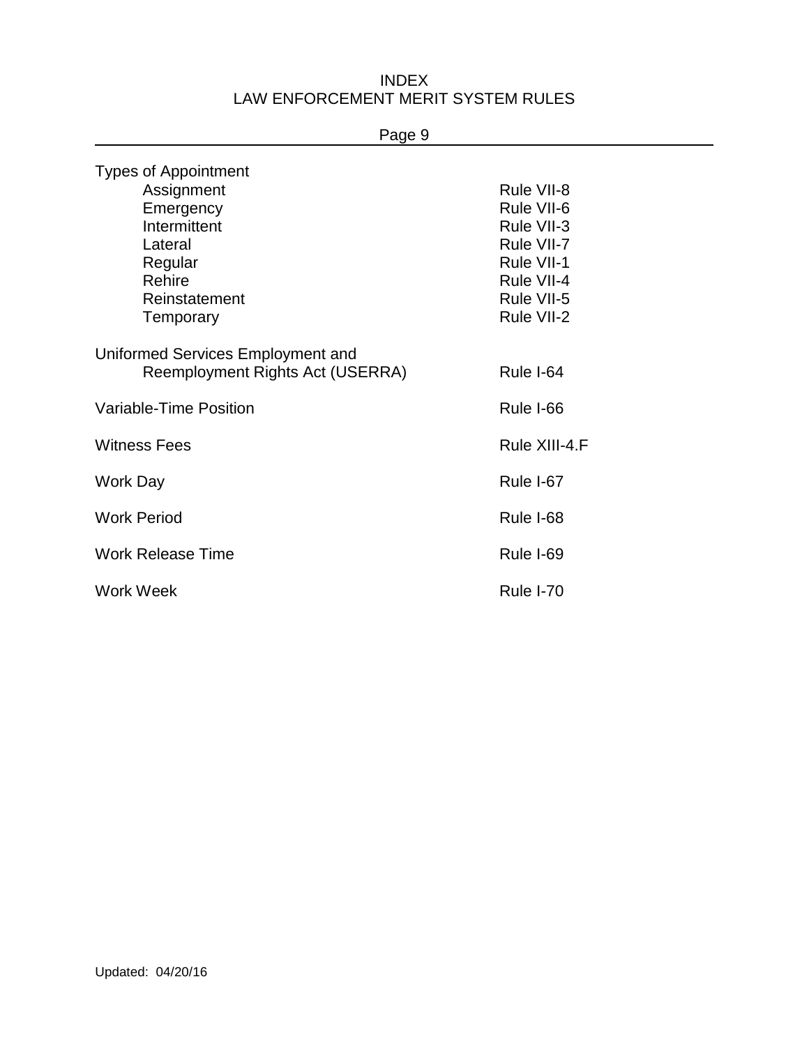# INDEX
# LAW ENFORCEMENT MERIT SYSTEM RULES

| | |
|---|---|
| Types of Appointment | |
| Assignment | Rule VII-8 |
| Emergency | Rule VII-6 |
| Intermittent | Rule VII-3 |
| Lateral | Rule VII-7 |
| Regular | Rule VII-1 |
| Rehire | Rule VII-4 |
| Reinstatement | Rule VII-5 |
| Temporary | Rule VII-2 |
| Uniformed Services Employment and Reemployment Rights Act (USERRA) | Rule I-64 |
| Variable-Time Position | Rule I-66 |
| Witness Fees | Rule XIII-4.F |
| Work Day | Rule I-67 |
| Work Period | Rule I-68 |
| Work Release Time | Rule I-69 |
| Work Week | Rule I-70 |

Updated: 04/20/16